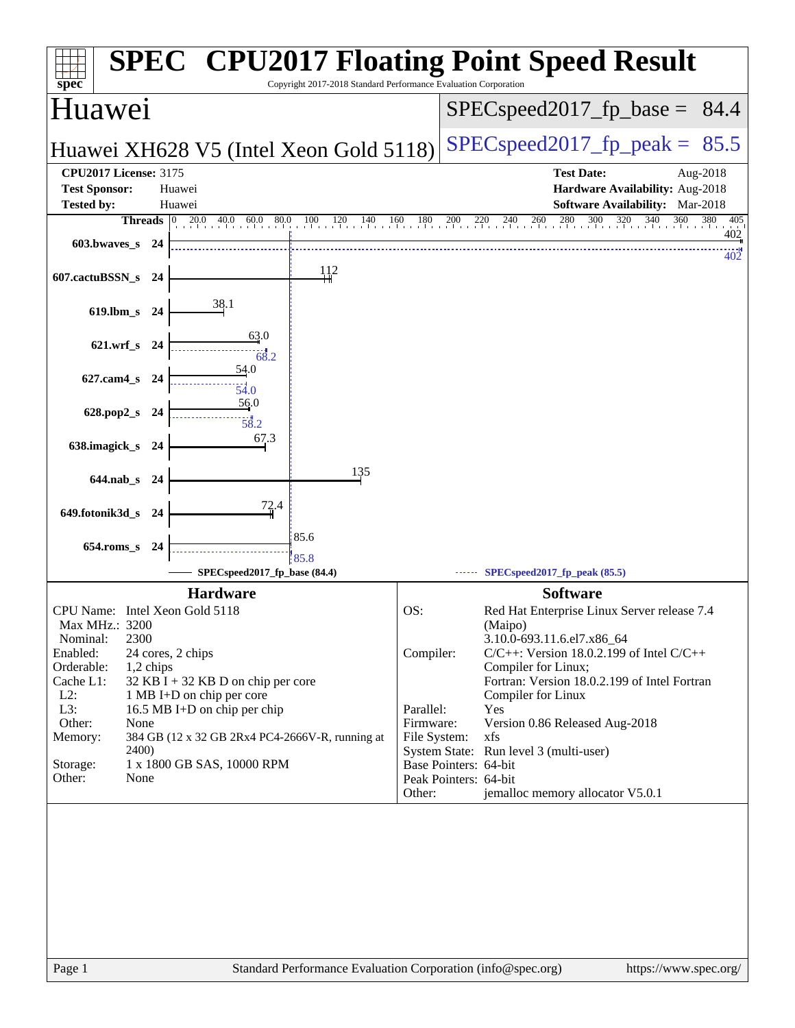# SPEC CPU2017 Floating Point Speed Result

Copyright 2017-2018 Standard Performance Evaluation Corporation

## Huawei

**Huawei XH628 V5 (Intel Xeon Gold 5118)**

SPECspeed2017_fp_base = 84.4

SPECspeed2017_fp_peak = 85.5

| | | | |
|---|---|---|---|
| **CPU2017 License:** | 3175 | **Test Date:** | Aug-2018 |
| **Test Sponsor:** | Huawei | **Hardware Availability:** | Aug-2018 |
| **Tested by:** | Huawei | **Software Availability:** | Mar-2018 |

| Benchmark | Threads | Base | Peak |
|---|---|---|---|
| 603.bwaves_s | 24 | 402 | 402 |
| 607.cactuBSSN_s | 24 | 112 | |
| 619.lbm_s | 24 | 38.1 | |
| 621.wrf_s | 24 | 63.0 | 68.2 |
| 627.cam4_s | 24 | 54.0 | 54.0 |
| 628.pop2_s | 24 | 56.0 | 58.2 |
| 638.imagick_s | 24 | 67.3 | |
| 644.nab_s | 24 | 135 | |
| 649.fotonik3d_s | 24 | 72.4 | |
| 654.roms_s | 24 | 85.6 | 85.8 |

SPECspeed2017_fp_base (84.4) — SPECspeed2017_fp_peak (85.5)

### Hardware

| | |
|---|---|
| CPU Name: | Intel Xeon Gold 5118 |
| Max MHz.: | 3200 |
| Nominal: | 2300 |
| Enabled: | 24 cores, 2 chips |
| Orderable: | 1,2 chips |
| Cache L1: | 32 KB I + 32 KB D on chip per core |
| L2: | 1 MB I+D on chip per core |
| L3: | 16.5 MB I+D on chip per chip |
| Other: | None |
| Memory: | 384 GB (12 x 32 GB 2Rx4 PC4-2666V-R, running at 2400) |
| Storage: | 1 x 1800 GB SAS, 10000 RPM |
| Other: | None |

### Software

| | |
|---|---|
| OS: | Red Hat Enterprise Linux Server release 7.4 (Maipo) 3.10.0-693.11.6.el7.x86_64 |
| Compiler: | C/C++: Version 18.0.2.199 of Intel C/C++ Compiler for Linux; Fortran: Version 18.0.2.199 of Intel Fortran Compiler for Linux |
| Parallel: | Yes |
| Firmware: | Version 0.86 Released Aug-2018 |
| File System: | xfs |
| System State: | Run level 3 (multi-user) |
| Base Pointers: | 64-bit |
| Peak Pointers: | 64-bit |
| Other: | jemalloc memory allocator V5.0.1 |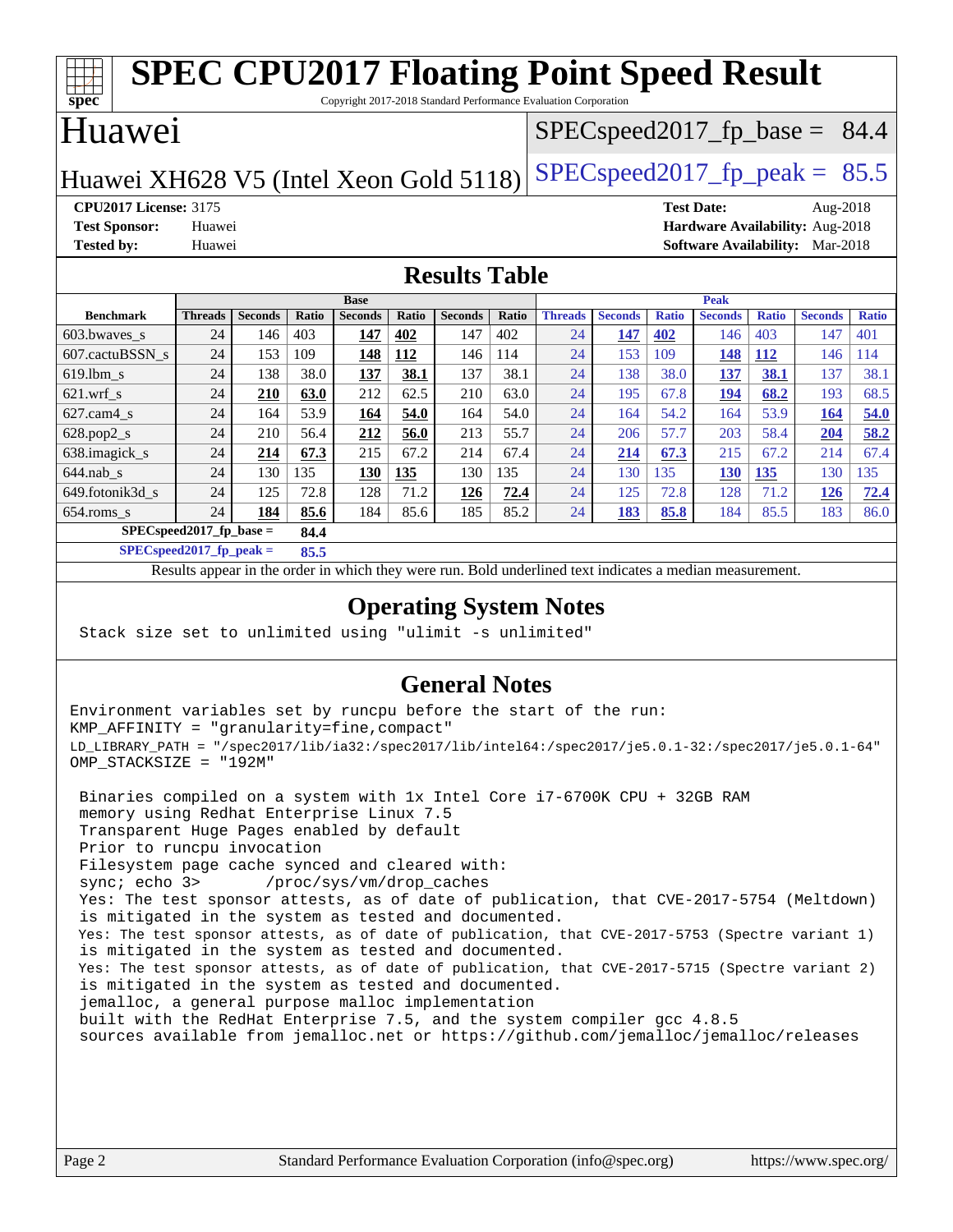# SPEC CPU2017 Floating Point Speed Result

Copyright 2017-2018 Standard Performance Evaluation Corporation

## Huawei

Huawei XH628 V5 (Intel Xeon Gold 5118)

SPECspeed2017_fp_base = 84.4

SPECspeed2017_fp_peak = 85.5

**CPU2017 License:** 3175
**Test Sponsor:** Huawei
**Tested by:** Huawei

**Test Date:** Aug-2018
**Hardware Availability:** Aug-2018
**Software Availability:** Mar-2018

## Results Table

| | Base | | | | | | | Peak | | | | | | |
|---|---|---|---|---|---|---|---|---|---|---|---|---|---|---|
| **Benchmark** | **Threads** | **Seconds** | **Ratio** | **Seconds** | **Ratio** | **Seconds** | **Ratio** | **Threads** | **Seconds** | **Ratio** | **Seconds** | **Ratio** | **Seconds** | **Ratio** |
| 603.bwaves_s | 24 | 146 | 403 | **147** | **402** | 147 | 402 | 24 | **147** | **402** | 146 | 403 | 147 | 401 |
| 607.cactuBSSN_s | 24 | 153 | 109 | **148** | **112** | 146 | 114 | 24 | 153 | 109 | **148** | **112** | 146 | 114 |
| 619.lbm_s | 24 | 138 | 38.0 | **137** | **38.1** | 137 | 38.1 | 24 | 138 | 38.0 | **137** | **38.1** | 137 | 38.1 |
| 621.wrf_s | 24 | **210** | **63.0** | 212 | 62.5 | 210 | 63.0 | 24 | 195 | 67.8 | **194** | **68.2** | 193 | 68.5 |
| 627.cam4_s | 24 | 164 | 53.9 | **164** | **54.0** | 164 | 54.0 | 24 | 164 | 54.2 | 164 | 53.9 | **164** | **54.0** |
| 628.pop2_s | 24 | 210 | 56.4 | **212** | **56.0** | 213 | 55.7 | 24 | 206 | 57.7 | 203 | 58.4 | **204** | **58.2** |
| 638.imagick_s | 24 | **214** | **67.3** | 215 | 67.2 | 214 | 67.4 | 24 | **214** | **67.3** | 215 | 67.2 | 214 | 67.4 |
| 644.nab_s | 24 | 130 | 135 | **130** | **135** | 130 | 135 | 24 | 130 | 135 | **130** | **135** | 130 | 135 |
| 649.fotonik3d_s | 24 | 125 | 72.8 | 128 | 71.2 | **126** | **72.4** | 24 | 125 | 72.8 | 128 | 71.2 | **126** | **72.4** |
| 654.roms_s | 24 | **184** | **85.6** | 184 | 85.6 | 185 | 85.2 | 24 | **183** | **85.8** | 184 | 85.5 | 183 | 86.0 |

**SPECspeed2017_fp_base = 84.4**

**SPECspeed2017_fp_peak = 85.5**

Results appear in the order in which they were run. Bold underlined text indicates a median measurement.

## Operating System Notes

```
Stack size set to unlimited using "ulimit -s unlimited"
```

## General Notes

```
Environment variables set by runcpu before the start of the run:
KMP_AFFINITY = "granularity=fine,compact"
LD_LIBRARY_PATH = "/spec2017/lib/ia32:/spec2017/lib/intel64:/spec2017/je5.0.1-32:/spec2017/je5.0.1-64"
OMP_STACKSIZE = "192M"

 Binaries compiled on a system with 1x Intel Core i7-6700K CPU + 32GB RAM
 memory using Redhat Enterprise Linux 7.5
 Transparent Huge Pages enabled by default
 Prior to runcpu invocation
 Filesystem page cache synced and cleared with:
 sync; echo 3>       /proc/sys/vm/drop_caches
 Yes: The test sponsor attests, as of date of publication, that CVE-2017-5754 (Meltdown)
 is mitigated in the system as tested and documented.
 Yes: The test sponsor attests, as of date of publication, that CVE-2017-5753 (Spectre variant 1)
 is mitigated in the system as tested and documented.
 Yes: The test sponsor attests, as of date of publication, that CVE-2017-5715 (Spectre variant 2)
 is mitigated in the system as tested and documented.
 jemalloc, a general purpose malloc implementation
 built with the RedHat Enterprise 7.5, and the system compiler gcc 4.8.5
 sources available from jemalloc.net or https://github.com/jemalloc/jemalloc/releases
```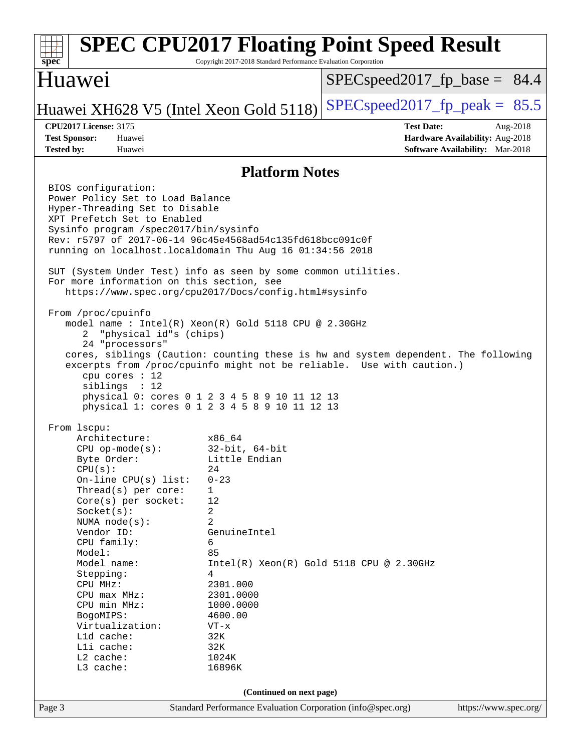# SPEC CPU2017 Floating Point Speed Result

Copyright 2017-2018 Standard Performance Evaluation Corporation

## Huawei

Huawei XH628 V5 (Intel Xeon Gold 5118)

SPECspeed2017_fp_base = 84.4

SPECspeed2017_fp_peak = 85.5

**CPU2017 License:** 3175
**Test Sponsor:** Huawei
**Tested by:** Huawei

**Test Date:** Aug-2018
**Hardware Availability:** Aug-2018
**Software Availability:** Mar-2018

## Platform Notes

```
BIOS configuration:
Power Policy Set to Load Balance
Hyper-Threading Set to Disable
XPT Prefetch Set to Enabled
Sysinfo program /spec2017/bin/sysinfo
Rev: r5797 of 2017-06-14 96c45e4568ad54c135fd618bcc091c0f
running on localhost.localdomain Thu Aug 16 01:34:56 2018

SUT (System Under Test) info as seen by some common utilities.
For more information on this section, see
   https://www.spec.org/cpu2017/Docs/config.html#sysinfo

From /proc/cpuinfo
   model name : Intel(R) Xeon(R) Gold 5118 CPU @ 2.30GHz
      2  "physical id"s (chips)
      24 "processors"
   cores, siblings (Caution: counting these is hw and system dependent. The following
   excerpts from /proc/cpuinfo might not be reliable.  Use with caution.)
      cpu cores : 12
      siblings  : 12
      physical 0: cores 0 1 2 3 4 5 8 9 10 11 12 13
      physical 1: cores 0 1 2 3 4 5 8 9 10 11 12 13

From lscpu:
     Architecture:          x86_64
     CPU op-mode(s):        32-bit, 64-bit
     Byte Order:            Little Endian
     CPU(s):                24
     On-line CPU(s) list:   0-23
     Thread(s) per core:    1
     Core(s) per socket:    12
     Socket(s):             2
     NUMA node(s):          2
     Vendor ID:             GenuineIntel
     CPU family:            6
     Model:                 85
     Model name:            Intel(R) Xeon(R) Gold 5118 CPU @ 2.30GHz
     Stepping:              4
     CPU MHz:               2301.000
     CPU max MHz:           2301.0000
     CPU min MHz:           1000.0000
     BogoMIPS:              4600.00
     Virtualization:        VT-x
     L1d cache:             32K
     L1i cache:             32K
     L2 cache:              1024K
     L3 cache:              16896K
```

(Continued on next page)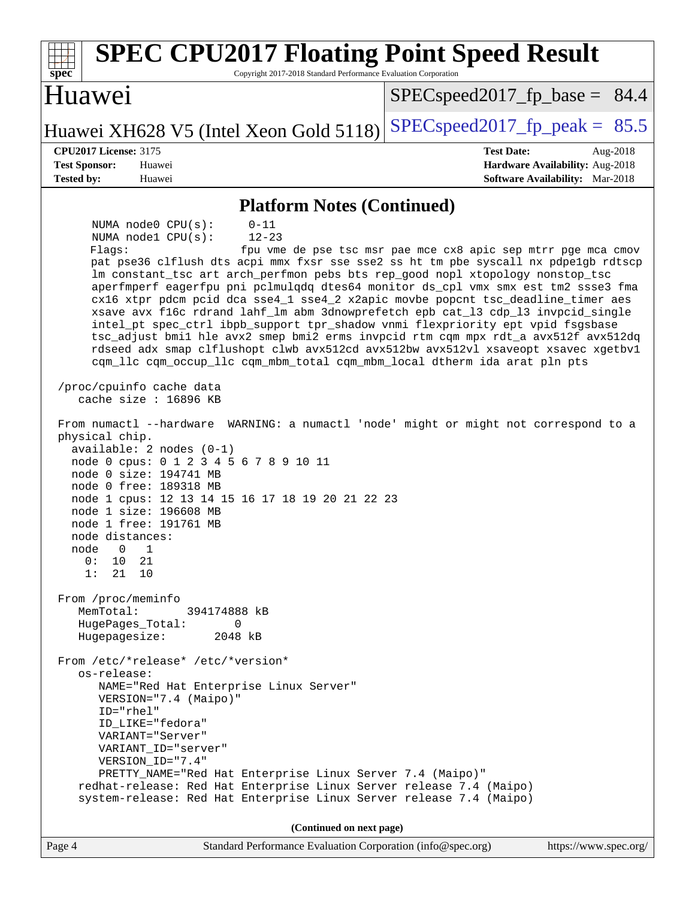## Platform Notes (Continued)

```
      NUMA node0 CPU(s):     0-11
      NUMA node1 CPU(s):     12-23
      Flags:                 fpu vme de pse tsc msr pae mce cx8 apic sep mtrr pge mca cmov
      pat pse36 clflush dts acpi mmx fxsr sse sse2 ss ht tm pbe syscall nx pdpe1gb rdtscp
      lm constant_tsc art arch_perfmon pebs bts rep_good nopl xtopology nonstop_tsc
      aperfmperf eagerfpu pni pclmulqdq dtes64 monitor ds_cpl vmx smx est tm2 ssse3 fma
      cx16 xtpr pdcm pcid dca sse4_1 sse4_2 x2apic movbe popcnt tsc_deadline_timer aes
      xsave avx f16c rdrand lahf_lm abm 3dnowprefetch epb cat_l3 cdp_l3 invpcid_single
      intel_pt spec_ctrl ibpb_support tpr_shadow vnmi flexpriority ept vpid fsgsbase
      tsc_adjust bmi1 hle avx2 smep bmi2 erms invpcid rtm cqm mpx rdt_a avx512f avx512dq
      rdseed adx smap clflushopt clwb avx512cd avx512bw avx512vl xsaveopt xsavec xgetbv1
      cqm_llc cqm_occup_llc cqm_mbm_total cqm_mbm_local dtherm ida arat pln pts

 /proc/cpuinfo cache data
    cache size : 16896 KB

 From numactl --hardware  WARNING: a numactl 'node' might or might not correspond to a
 physical chip.
   available: 2 nodes (0-1)
   node 0 cpus: 0 1 2 3 4 5 6 7 8 9 10 11
   node 0 size: 194741 MB
   node 0 free: 189318 MB
   node 1 cpus: 12 13 14 15 16 17 18 19 20 21 22 23
   node 1 size: 196608 MB
   node 1 free: 191761 MB
   node distances:
   node   0   1
     0:  10  21
     1:  21  10

 From /proc/meminfo
    MemTotal:       394174888 kB
    HugePages_Total:       0
    Hugepagesize:       2048 kB

 From /etc/*release* /etc/*version*
    os-release:
       NAME="Red Hat Enterprise Linux Server"
       VERSION="7.4 (Maipo)"
       ID="rhel"
       ID_LIKE="fedora"
       VARIANT="Server"
       VARIANT_ID="server"
       VERSION_ID="7.4"
       PRETTY_NAME="Red Hat Enterprise Linux Server 7.4 (Maipo)"
    redhat-release: Red Hat Enterprise Linux Server release 7.4 (Maipo)
    system-release: Red Hat Enterprise Linux Server release 7.4 (Maipo)
```

(Continued on next page)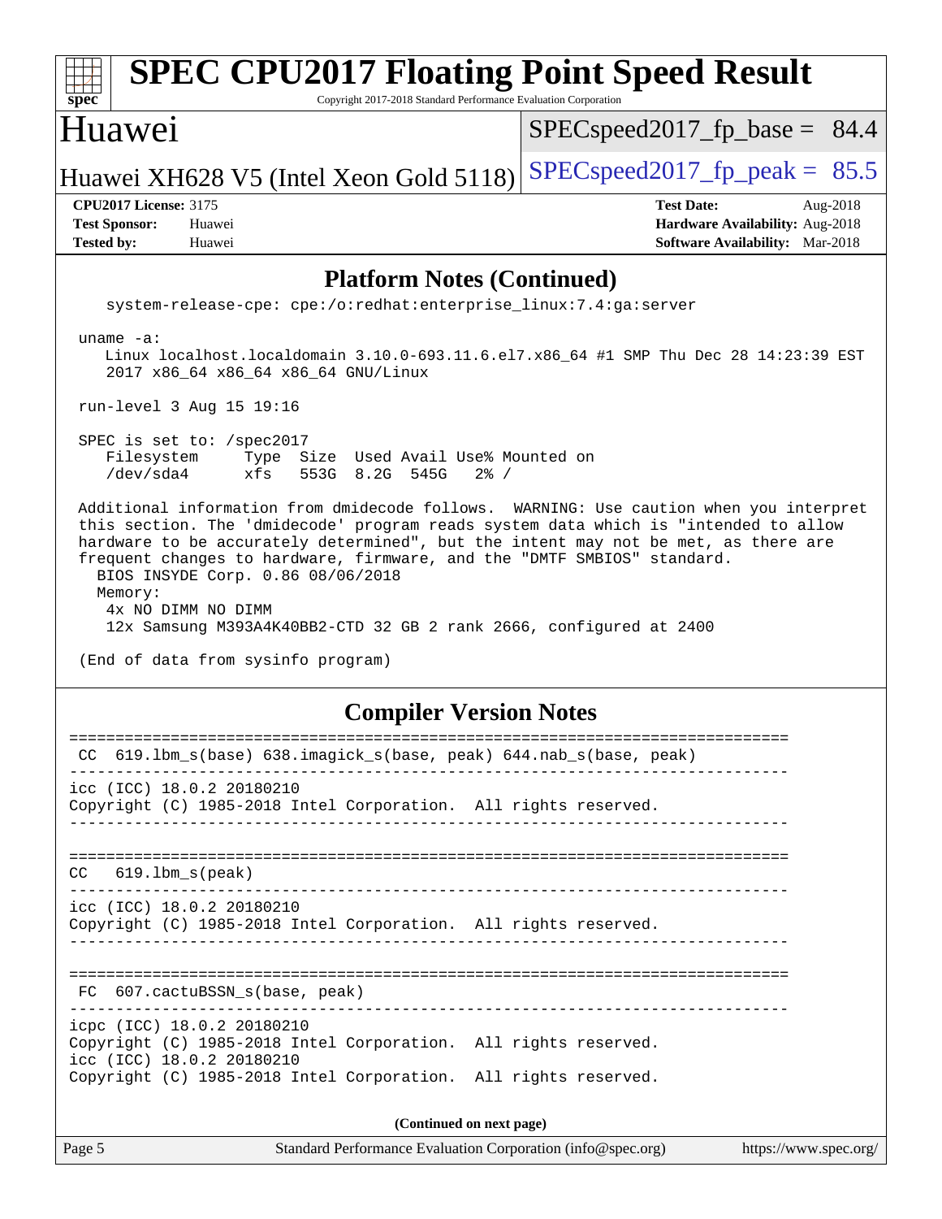## Platform Notes (Continued)

```
   system-release-cpe: cpe:/o:redhat:enterprise_linux:7.4:ga:server

 uname -a:
    Linux localhost.localdomain 3.10.0-693.11.6.el7.x86_64 #1 SMP Thu Dec 28 14:23:39 EST
    2017 x86_64 x86_64 x86_64 GNU/Linux

 run-level 3 Aug 15 19:16

 SPEC is set to: /spec2017
    Filesystem     Type  Size  Used Avail Use% Mounted on
    /dev/sda4      xfs   553G  8.2G  545G   2% /

 Additional information from dmidecode follows.  WARNING: Use caution when you interpret
 this section. The 'dmidecode' program reads system data which is "intended to allow
 hardware to be accurately determined", but the intent may not be met, as there are
 frequent changes to hardware, firmware, and the "DMTF SMBIOS" standard.
   BIOS INSYDE Corp. 0.86 08/06/2018
   Memory:
    4x NO DIMM NO DIMM
    12x Samsung M393A4K40BB2-CTD 32 GB 2 rank 2666, configured at 2400

 (End of data from sysinfo program)
```

## Compiler Version Notes

```
==============================================================================
 CC  619.lbm_s(base) 638.imagick_s(base, peak) 644.nab_s(base, peak)
------------------------------------------------------------------------------
icc (ICC) 18.0.2 20180210
Copyright (C) 1985-2018 Intel Corporation.  All rights reserved.
------------------------------------------------------------------------------

==============================================================================
CC   619.lbm_s(peak)
------------------------------------------------------------------------------
icc (ICC) 18.0.2 20180210
Copyright (C) 1985-2018 Intel Corporation.  All rights reserved.
------------------------------------------------------------------------------

==============================================================================
 FC  607.cactuBSSN_s(base, peak)
------------------------------------------------------------------------------
icpc (ICC) 18.0.2 20180210
Copyright (C) 1985-2018 Intel Corporation.  All rights reserved.
icc (ICC) 18.0.2 20180210
Copyright (C) 1985-2018 Intel Corporation.  All rights reserved.
```

(Continued on next page)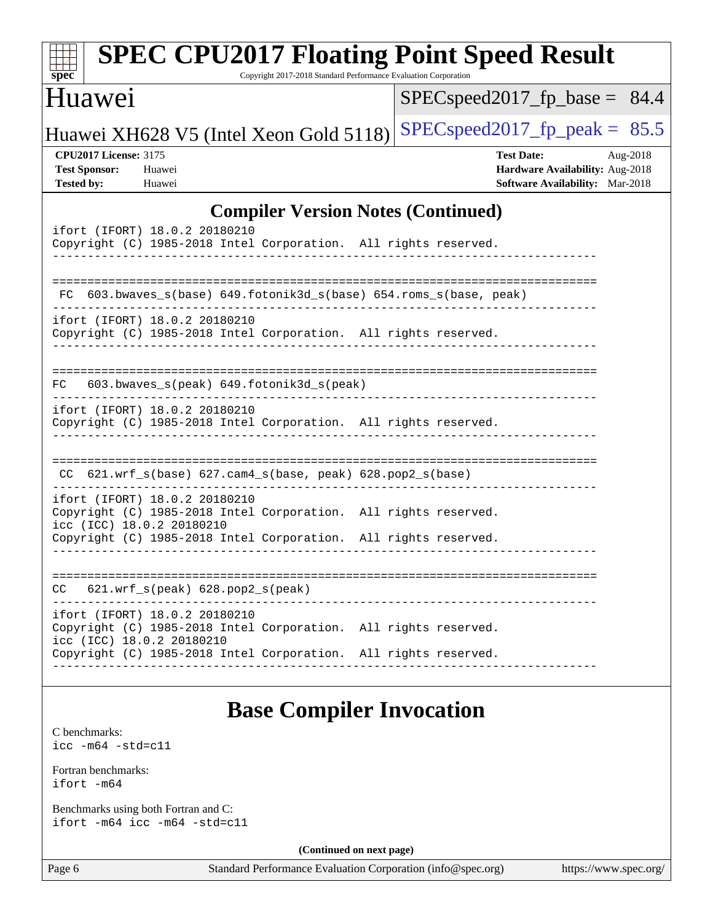# SPEC CPU2017 Floating Point Speed Result

Copyright 2017-2018 Standard Performance Evaluation Corporation

## Huawei

Huawei XH628 V5 (Intel Xeon Gold 5118)

SPECspeed2017_fp_base = 84.4

SPECspeed2017_fp_peak = 85.5

**CPU2017 License:** 3175
**Test Sponsor:** Huawei
**Tested by:** Huawei

**Test Date:** Aug-2018
**Hardware Availability:** Aug-2018
**Software Availability:** Mar-2018

## Compiler Version Notes (Continued)

```
ifort (IFORT) 18.0.2 20180210
Copyright (C) 1985-2018 Intel Corporation.  All rights reserved.
------------------------------------------------------------------------------

==============================================================================
 FC  603.bwaves_s(base) 649.fotonik3d_s(base) 654.roms_s(base, peak)
------------------------------------------------------------------------------
ifort (IFORT) 18.0.2 20180210
Copyright (C) 1985-2018 Intel Corporation.  All rights reserved.
------------------------------------------------------------------------------

==============================================================================
FC   603.bwaves_s(peak) 649.fotonik3d_s(peak)
------------------------------------------------------------------------------
ifort (IFORT) 18.0.2 20180210
Copyright (C) 1985-2018 Intel Corporation.  All rights reserved.
------------------------------------------------------------------------------

==============================================================================
 CC  621.wrf_s(base) 627.cam4_s(base, peak) 628.pop2_s(base)
------------------------------------------------------------------------------
ifort (IFORT) 18.0.2 20180210
Copyright (C) 1985-2018 Intel Corporation.  All rights reserved.
icc (ICC) 18.0.2 20180210
Copyright (C) 1985-2018 Intel Corporation.  All rights reserved.
------------------------------------------------------------------------------

==============================================================================
CC   621.wrf_s(peak) 628.pop2_s(peak)
------------------------------------------------------------------------------
ifort (IFORT) 18.0.2 20180210
Copyright (C) 1985-2018 Intel Corporation.  All rights reserved.
icc (ICC) 18.0.2 20180210
Copyright (C) 1985-2018 Intel Corporation.  All rights reserved.
------------------------------------------------------------------------------
```

## Base Compiler Invocation

C benchmarks:
```
icc -m64 -std=c11
```

Fortran benchmarks:
```
ifort -m64
```

Benchmarks using both Fortran and C:
```
ifort -m64 icc -m64 -std=c11
```

**(Continued on next page)**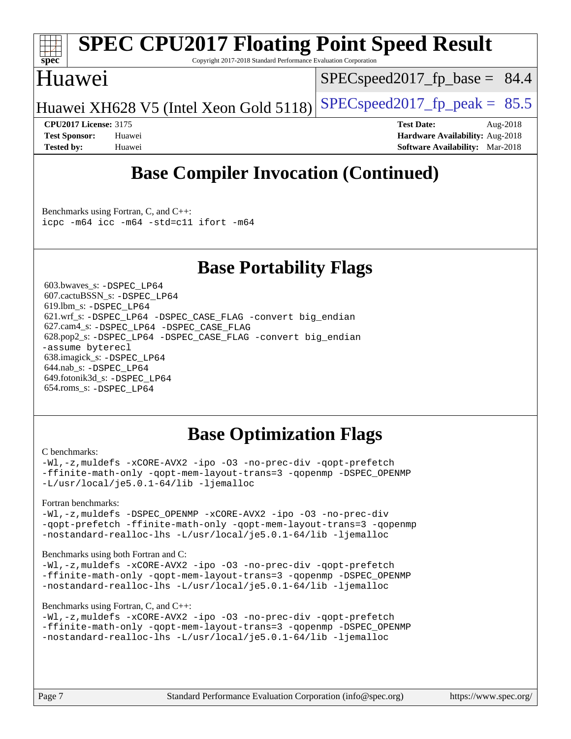# SPEC CPU2017 Floating Point Speed Result

Copyright 2017-2018 Standard Performance Evaluation Corporation

## Huawei

Huawei XH628 V5 (Intel Xeon Gold 5118)

SPECspeed2017_fp_base = 84.4

SPECspeed2017_fp_peak = 85.5

**CPU2017 License:** 3175
**Test Sponsor:** Huawei
**Tested by:** Huawei

**Test Date:** Aug-2018
**Hardware Availability:** Aug-2018
**Software Availability:** Mar-2018

## Base Compiler Invocation (Continued)

Benchmarks using Fortran, C, and C++:
```
icpc -m64 icc -m64 -std=c11 ifort -m64
```

## Base Portability Flags

603.bwaves_s: `-DSPEC_LP64`
607.cactuBSSN_s: `-DSPEC_LP64`
619.lbm_s: `-DSPEC_LP64`
621.wrf_s: `-DSPEC_LP64 -DSPEC_CASE_FLAG -convert big_endian`
627.cam4_s: `-DSPEC_LP64 -DSPEC_CASE_FLAG`
628.pop2_s: `-DSPEC_LP64 -DSPEC_CASE_FLAG -convert big_endian -assume byterecl`
638.imagick_s: `-DSPEC_LP64`
644.nab_s: `-DSPEC_LP64`
649.fotonik3d_s: `-DSPEC_LP64`
654.roms_s: `-DSPEC_LP64`

## Base Optimization Flags

C benchmarks:
```
-Wl,-z,muldefs -xCORE-AVX2 -ipo -O3 -no-prec-div -qopt-prefetch
-ffinite-math-only -qopt-mem-layout-trans=3 -qopenmp -DSPEC_OPENMP
-L/usr/local/je5.0.1-64/lib -ljemalloc
```

Fortran benchmarks:
```
-Wl,-z,muldefs -DSPEC_OPENMP -xCORE-AVX2 -ipo -O3 -no-prec-div
-qopt-prefetch -ffinite-math-only -qopt-mem-layout-trans=3 -qopenmp
-nostandard-realloc-lhs -L/usr/local/je5.0.1-64/lib -ljemalloc
```

Benchmarks using both Fortran and C:
```
-Wl,-z,muldefs -xCORE-AVX2 -ipo -O3 -no-prec-div -qopt-prefetch
-ffinite-math-only -qopt-mem-layout-trans=3 -qopenmp -DSPEC_OPENMP
-nostandard-realloc-lhs -L/usr/local/je5.0.1-64/lib -ljemalloc
```

Benchmarks using Fortran, C, and C++:
```
-Wl,-z,muldefs -xCORE-AVX2 -ipo -O3 -no-prec-div -qopt-prefetch
-ffinite-math-only -qopt-mem-layout-trans=3 -qopenmp -DSPEC_OPENMP
-nostandard-realloc-lhs -L/usr/local/je5.0.1-64/lib -ljemalloc
```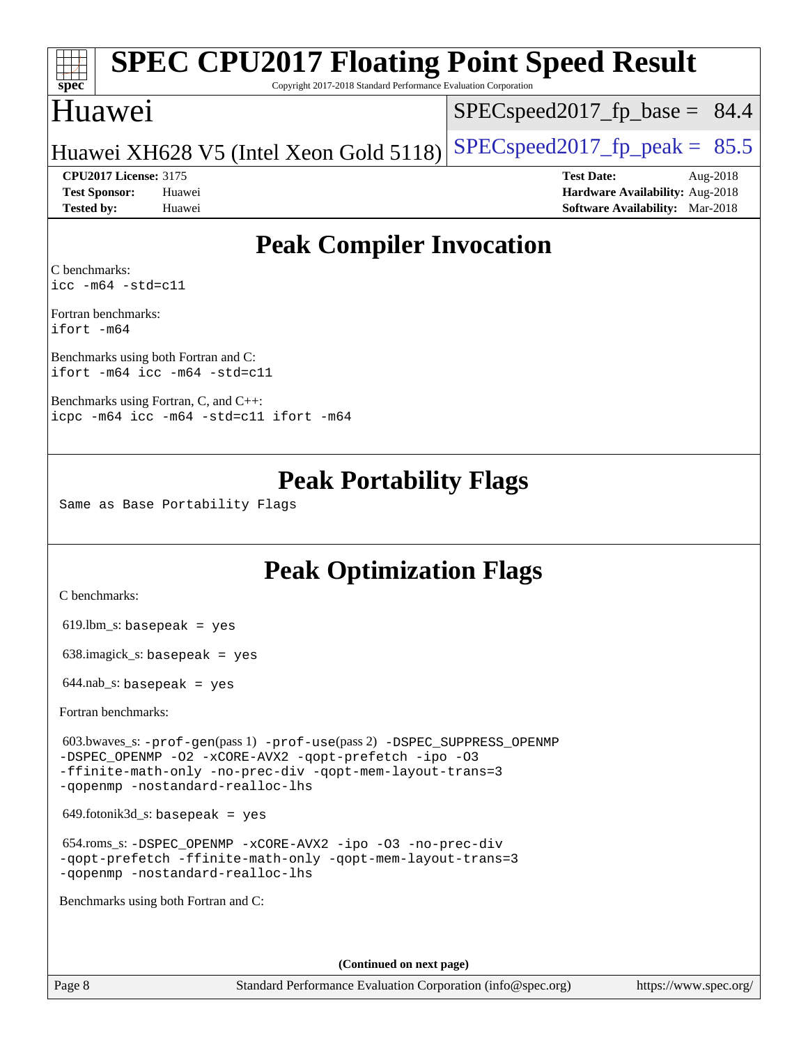# Peak Compiler Invocation

C benchmarks:
```
icc -m64 -std=c11
```

Fortran benchmarks:
```
ifort -m64
```

Benchmarks using both Fortran and C:
```
ifort -m64 icc -m64 -std=c11
```

Benchmarks using Fortran, C, and C++:
```
icpc -m64 icc -m64 -std=c11 ifort -m64
```

# Peak Portability Flags

Same as Base Portability Flags

# Peak Optimization Flags

C benchmarks:

619.lbm_s: `basepeak = yes`

638.imagick_s: `basepeak = yes`

644.nab_s: `basepeak = yes`

Fortran benchmarks:

603.bwaves_s: `-prof-gen`(pass 1) `-prof-use`(pass 2) `-DSPEC_SUPPRESS_OPENMP -DSPEC_OPENMP -O2 -xCORE-AVX2 -qopt-prefetch -ipo -O3 -ffinite-math-only -no-prec-div -qopt-mem-layout-trans=3 -qopenmp -nostandard-realloc-lhs`

649.fotonik3d_s: `basepeak = yes`

654.roms_s: `-DSPEC_OPENMP -xCORE-AVX2 -ipo -O3 -no-prec-div -qopt-prefetch -ffinite-math-only -qopt-mem-layout-trans=3 -qopenmp -nostandard-realloc-lhs`

Benchmarks using both Fortran and C:

**(Continued on next page)**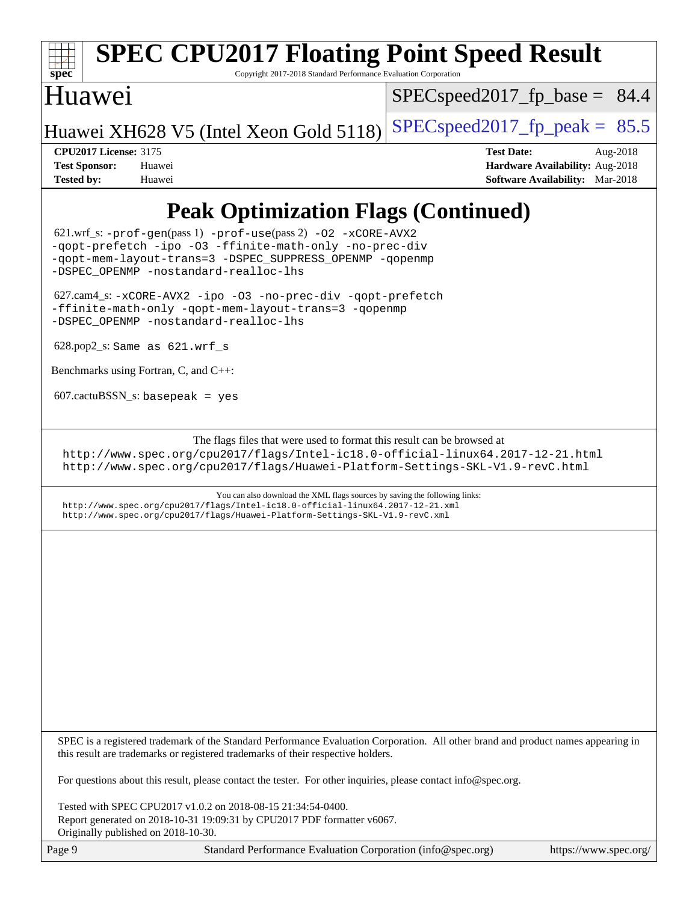# Peak Optimization Flags (Continued)

621.wrf_s: -prof-gen(pass 1) -prof-use(pass 2) -O2 -xCORE-AVX2 -qopt-prefetch -ipo -O3 -ffinite-math-only -no-prec-div -qopt-mem-layout-trans=3 -DSPEC_SUPPRESS_OPENMP -qopenmp -DSPEC_OPENMP -nostandard-realloc-lhs

627.cam4_s: -xCORE-AVX2 -ipo -O3 -no-prec-div -qopt-prefetch -ffinite-math-only -qopt-mem-layout-trans=3 -qopenmp -DSPEC_OPENMP -nostandard-realloc-lhs

628.pop2_s: Same as 621.wrf_s

Benchmarks using Fortran, C, and C++:

607.cactuBSSN_s: basepeak = yes

The flags files that were used to format this result can be browsed at
http://www.spec.org/cpu2017/flags/Intel-ic18.0-official-linux64.2017-12-21.html
http://www.spec.org/cpu2017/flags/Huawei-Platform-Settings-SKL-V1.9-revC.html

You can also download the XML flags sources by saving the following links:
http://www.spec.org/cpu2017/flags/Intel-ic18.0-official-linux64.2017-12-21.xml
http://www.spec.org/cpu2017/flags/Huawei-Platform-Settings-SKL-V1.9-revC.xml

SPEC is a registered trademark of the Standard Performance Evaluation Corporation. All other brand and product names appearing in this result are trademarks or registered trademarks of their respective holders.

For questions about this result, please contact the tester. For other inquiries, please contact info@spec.org.

Tested with SPEC CPU2017 v1.0.2 on 2018-08-15 21:34:54-0400.
Report generated on 2018-10-31 19:09:31 by CPU2017 PDF formatter v6067.
Originally published on 2018-10-30.